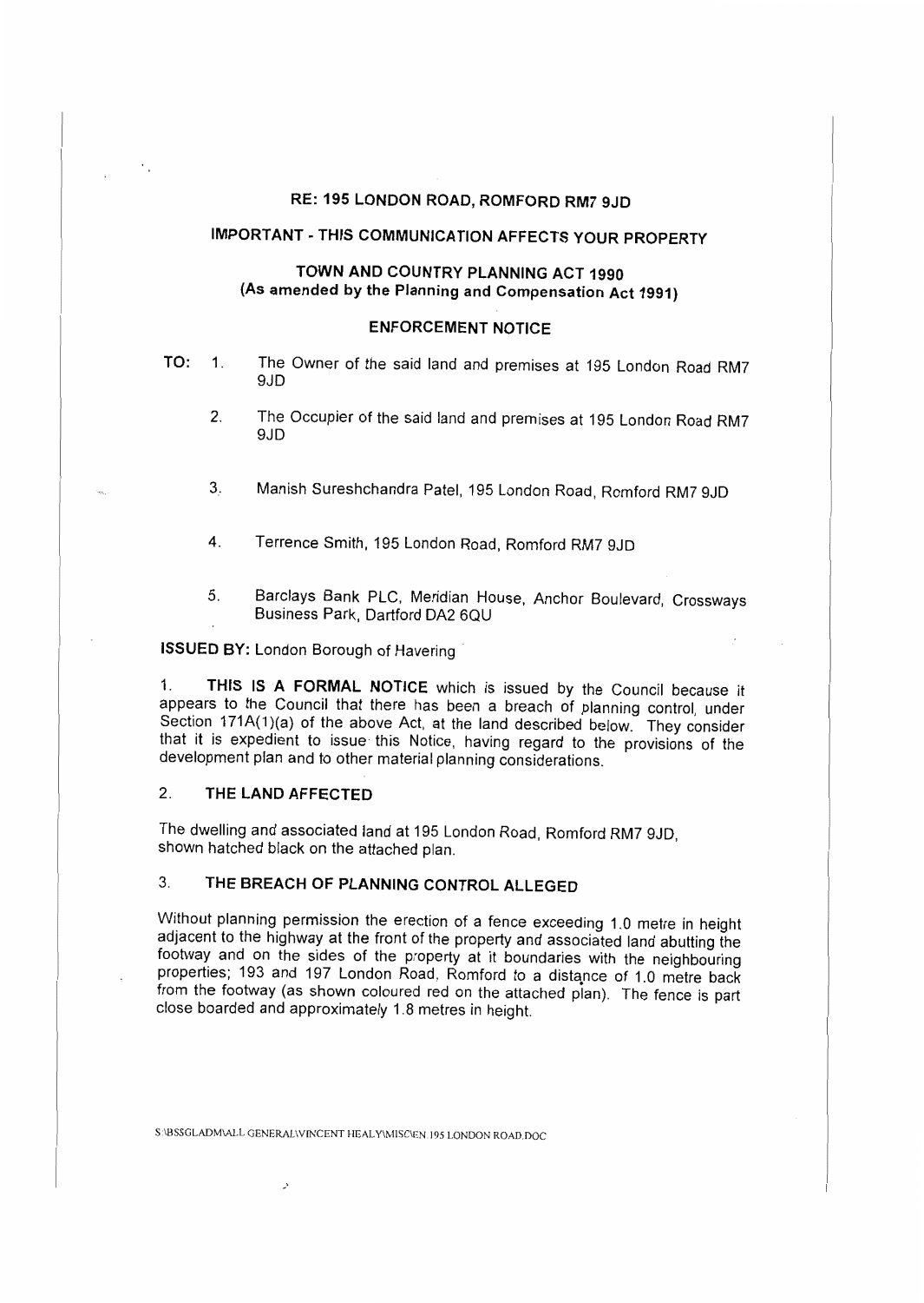## RE: 195 LONDON ROAD, ROMFORD RM7 9JD

## IMPORTANT - THIS COMMUNICATION AFFECTS YOUR PROPERTY

## TOWN AND COUNTRY PLANNING ACT 1990
**(As amended by the Planning and Compensation Act 1991)**

## ENFORCEMENT NOTICE

**TO:**

1. The Owner of the said land and premises at 195 London Road RM7 9JD
2. The Occupier of the said land and premises at 195 London Road RM7 9JD
3. Manish Sureshchandra Patel, 195 London Road, Romford RM7 9JD
4. Terrence Smith, 195 London Road, Romford RM7 9JD
5. Barclays Bank PLC, Meridian House, Anchor Boulevard, Crossways Business Park, Dartford DA2 6QU

**ISSUED BY:** London Borough of Havering

1. **THIS IS A FORMAL NOTICE** which is issued by the Council because it appears to the Council that there has been a breach of planning control, under Section 171A(1)(a) of the above Act, at the land described below. They consider that it is expedient to issue this Notice, having regard to the provisions of the development plan and to other material planning considerations.

2. **THE LAND AFFECTED**

The dwelling and associated land at 195 London Road, Romford RM7 9JD, shown hatched black on the attached plan.

3. **THE BREACH OF PLANNING CONTROL ALLEGED**

Without planning permission the erection of a fence exceeding 1.0 metre in height adjacent to the highway at the front of the property and associated land abutting the footway and on the sides of the property at it boundaries with the neighbouring properties; 193 and 197 London Road, Romford to a distance of 1.0 metre back from the footway (as shown coloured red on the attached plan). The fence is part close boarded and approximately 1.8 metres in height.

S:\BSSGLADM\ALL GENERAL\VINCENT HEALY\MISC\EN 195 LONDON ROAD.DOC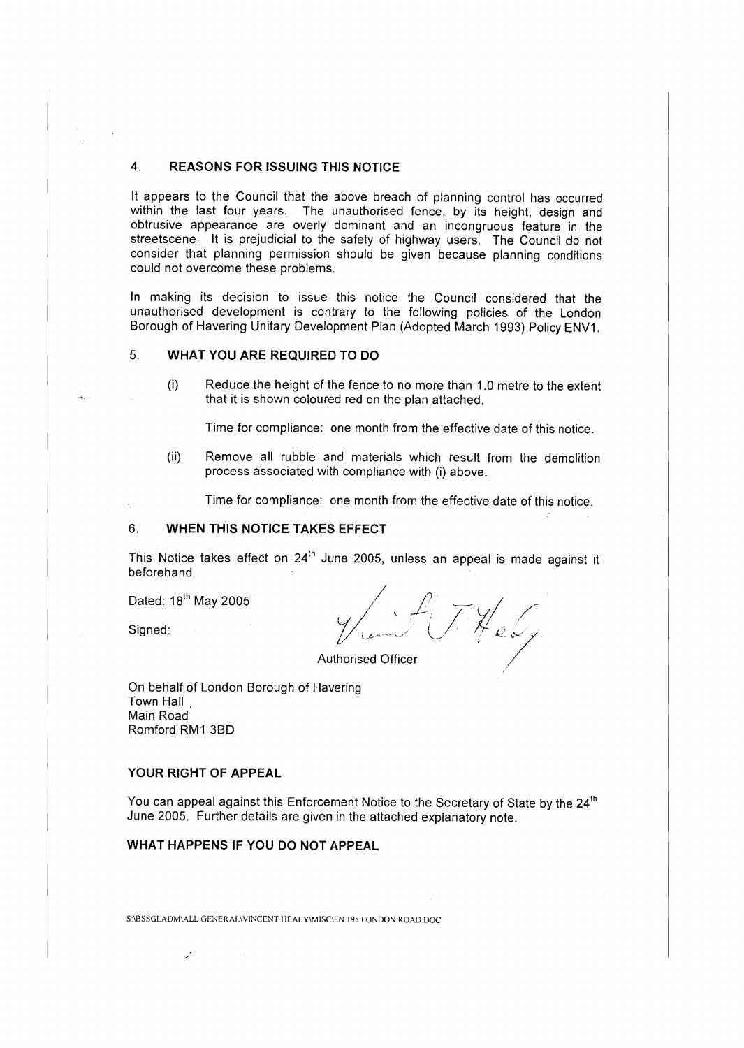## 4. REASONS FOR ISSUING THIS NOTICE

It appears to the Council that the above breach of planning control has occurred within the last four years. The unauthorised fence, by its height, design and obtrusive appearance are overly dominant and an incongruous feature in the streetscene. It is prejudicial to the safety of highway users. The Council do not consider that planning permission should be given because planning conditions could not overcome these problems.

In making its decision to issue this notice the Council considered that the unauthorised development is contrary to the following policies of the London Borough of Havering Unitary Development Plan (Adopted March 1993) Policy ENV1.

## 5. WHAT YOU ARE REQUIRED TO DO

(i) Reduce the height of the fence to no more than 1.0 metre to the extent that it is shown coloured red on the plan attached.

Time for compliance: one month from the effective date of this notice.

(ii) Remove all rubble and materials which result from the demolition process associated with compliance with (i) above.

Time for compliance: one month from the effective date of this notice.

## 6. WHEN THIS NOTICE TAKES EFFECT

This Notice takes effect on 24th June 2005, unless an appeal is made against it beforehand

Dated: 18th May 2005

Signed:

Authorised Officer

On behalf of London Borough of Havering
Town Hall
Main Road
Romford RM1 3BD

### YOUR RIGHT OF APPEAL

You can appeal against this Enforcement Notice to the Secretary of State by the 24th June 2005. Further details are given in the attached explanatory note.

### WHAT HAPPENS IF YOU DO NOT APPEAL

S:\BSSGLADM\ALL GENERAL\VINCENT HEALY\MISC\EN.195 LONDON ROAD.DOC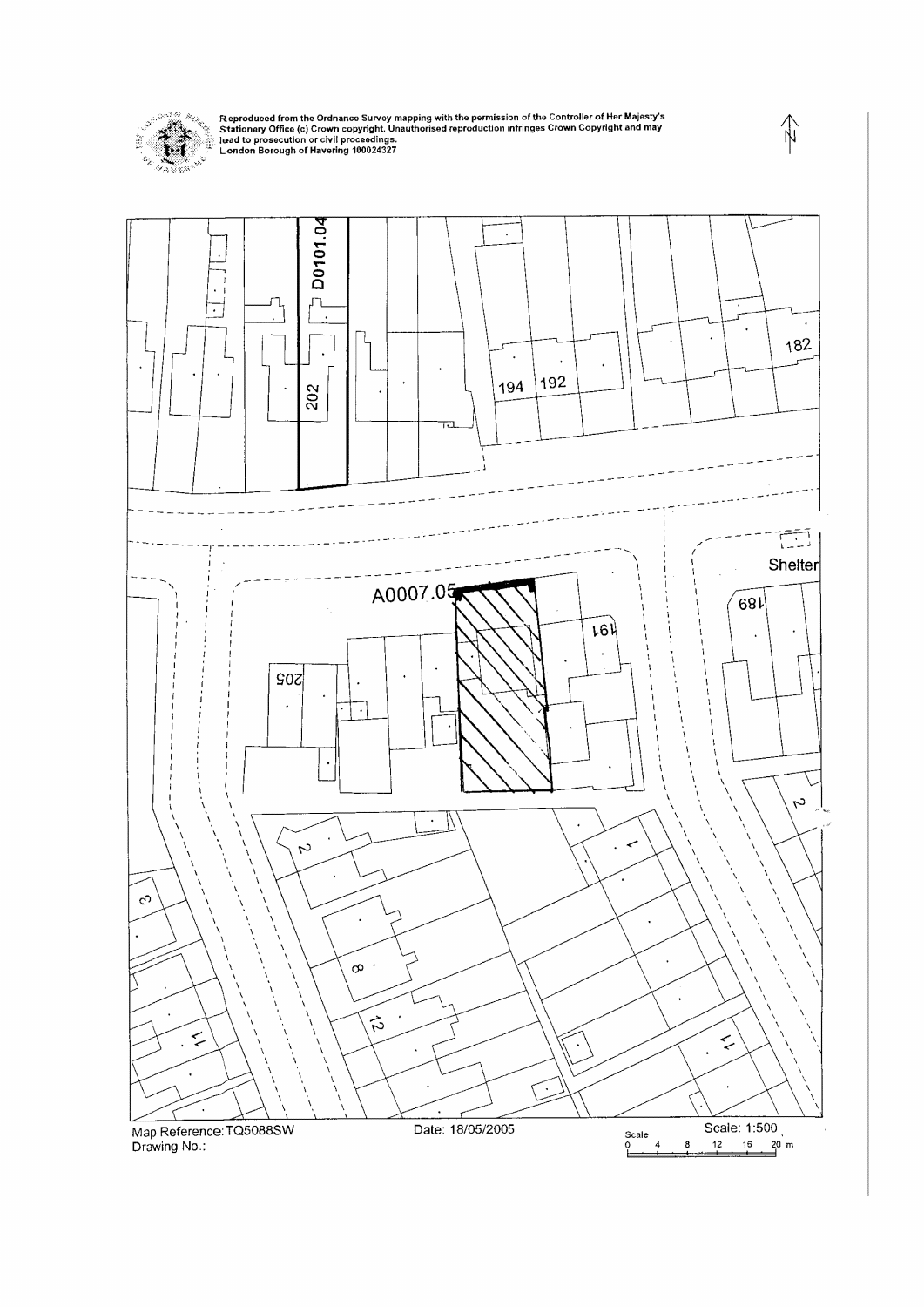Reproduced from the Ordnance Survey mapping with the permission of the Controller of Her Majesty's Stationery Office (c) Crown copyright. Unauthorised reproduction infringes Crown Copyright and may lead to prosecution or civil proceedings.
London Borough of Havering 100024327

D0101.04

202

194 192

182

A0007.05

191

189

205

Shelter

Map Reference: TQ5088SW

Drawing No.:

Date: 18/05/2005

Scale: 1:500

Scale 0 4 8 12 16 20 m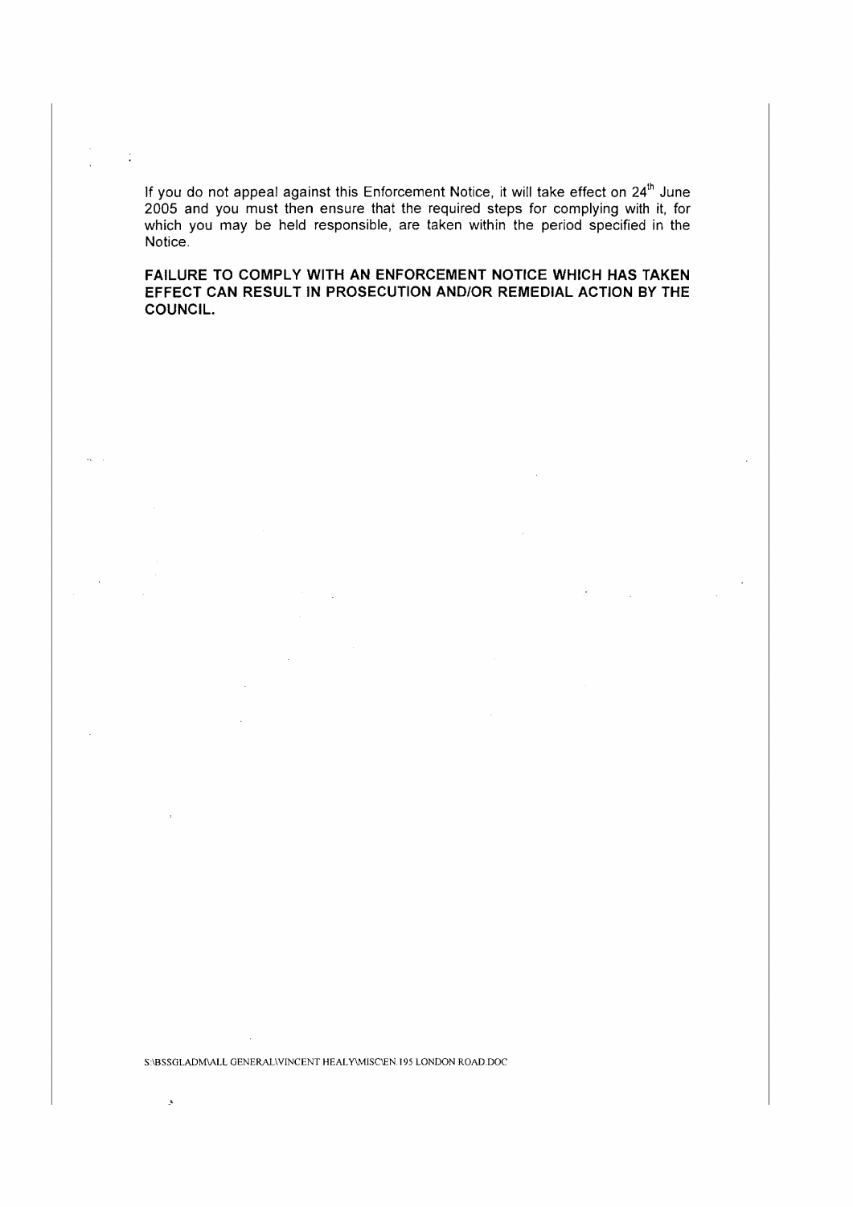If you do not appeal against this Enforcement Notice, it will take effect on 24th June 2005 and you must then ensure that the required steps for complying with it, for which you may be held responsible, are taken within the period specified in the Notice.

**FAILURE TO COMPLY WITH AN ENFORCEMENT NOTICE WHICH HAS TAKEN EFFECT CAN RESULT IN PROSECUTION AND/OR REMEDIAL ACTION BY THE COUNCIL.**

S:\BSSGLADM\ALL GENERAL\VINCENT HEALY\MISC\EN 195 LONDON ROAD.DOC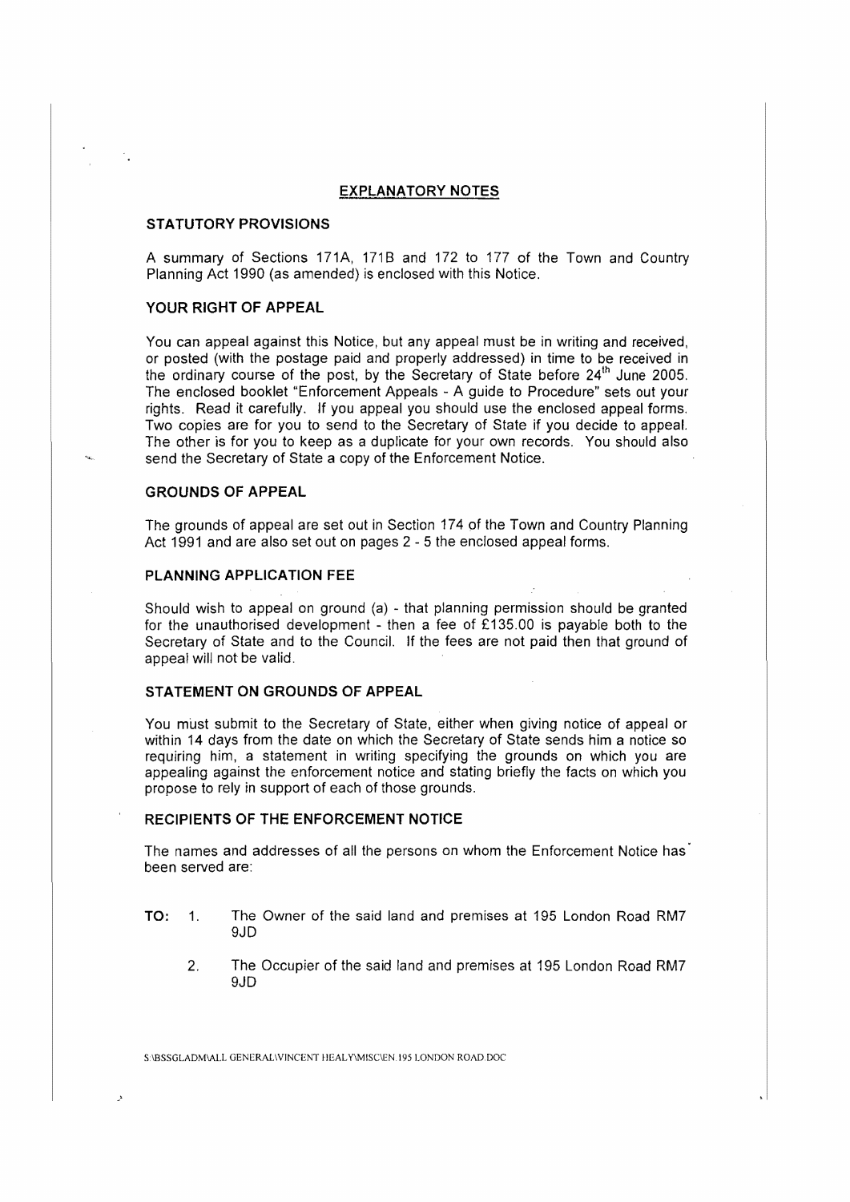## EXPLANATORY NOTES

### STATUTORY PROVISIONS

A summary of Sections 171A, 171B and 172 to 177 of the Town and Country Planning Act 1990 (as amended) is enclosed with this Notice.

### YOUR RIGHT OF APPEAL

You can appeal against this Notice, but any appeal must be in writing and received, or posted (with the postage paid and properly addressed) in time to be received in the ordinary course of the post, by the Secretary of State before 24th June 2005. The enclosed booklet "Enforcement Appeals - A guide to Procedure" sets out your rights. Read it carefully. If you appeal you should use the enclosed appeal forms. Two copies are for you to send to the Secretary of State if you decide to appeal. The other is for you to keep as a duplicate for your own records. You should also send the Secretary of State a copy of the Enforcement Notice.

### GROUNDS OF APPEAL

The grounds of appeal are set out in Section 174 of the Town and Country Planning Act 1991 and are also set out on pages 2 - 5 the enclosed appeal forms.

### PLANNING APPLICATION FEE

Should wish to appeal on ground (a) - that planning permission should be granted for the unauthorised development - then a fee of £135.00 is payable both to the Secretary of State and to the Council. If the fees are not paid then that ground of appeal will not be valid.

### STATEMENT ON GROUNDS OF APPEAL

You must submit to the Secretary of State, either when giving notice of appeal or within 14 days from the date on which the Secretary of State sends him a notice so requiring him, a statement in writing specifying the grounds on which you are appealing against the enforcement notice and stating briefly the facts on which you propose to rely in support of each of those grounds.

### RECIPIENTS OF THE ENFORCEMENT NOTICE

The names and addresses of all the persons on whom the Enforcement Notice has been served are:

**TO:**

1. The Owner of the said land and premises at 195 London Road RM7 9JD
2. The Occupier of the said land and premises at 195 London Road RM7 9JD

S:\BSSGLADM\ALL GENERAL\VINCENT HEALY\MISC\EN 195 LONDON ROAD.DOC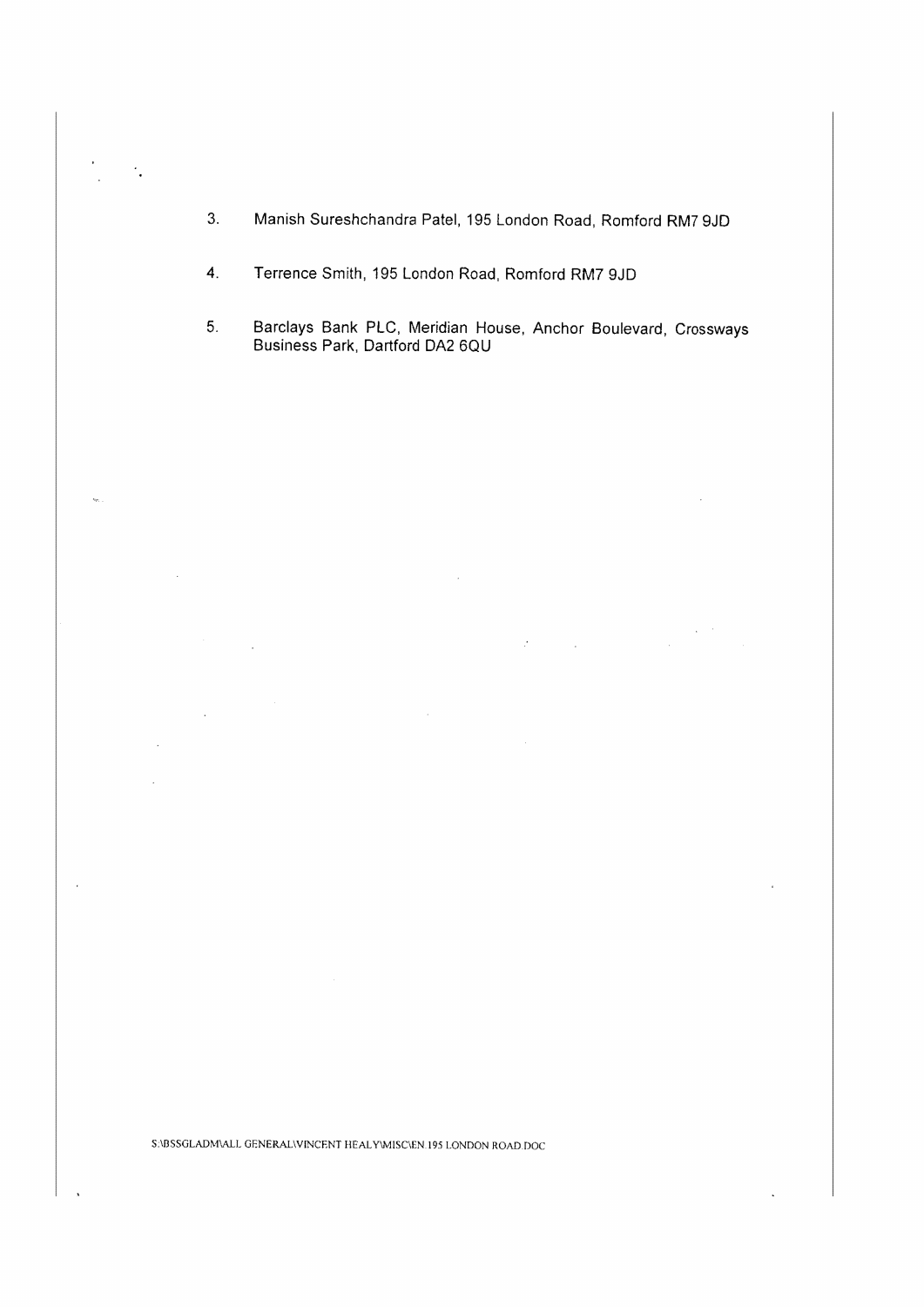3. Manish Sureshchandra Patel, 195 London Road, Romford RM7 9JD

4. Terrence Smith, 195 London Road, Romford RM7 9JD

5. Barclays Bank PLC, Meridian House, Anchor Boulevard, Crossways Business Park, Dartford DA2 6QU

S:\BSSGLADM\ALL GENERAL\VINCENT HEALY\MISC\EN 195 LONDON ROAD.DOC